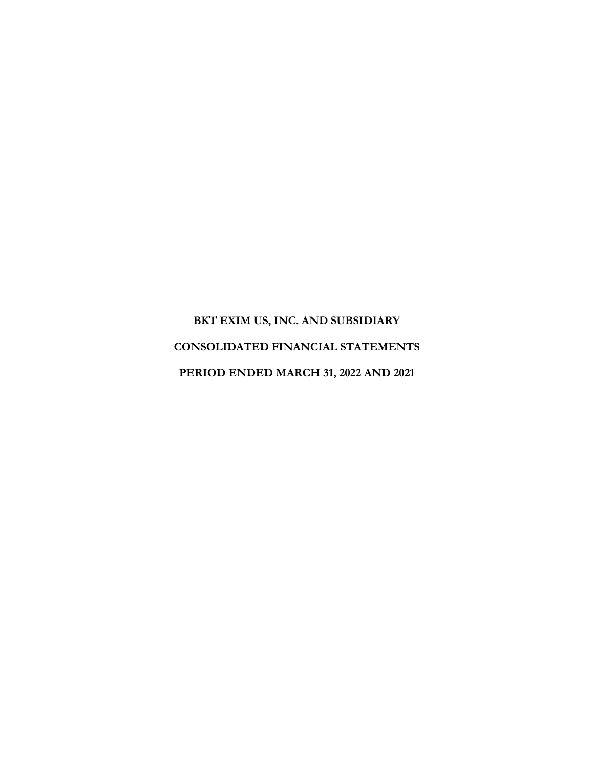**BKT EXIM US, INC. AND SUBSIDIARY**

**CONSOLIDATED FINANCIAL STATEMENTS**

**PERIOD ENDED MARCH 31, 2022 AND 2021**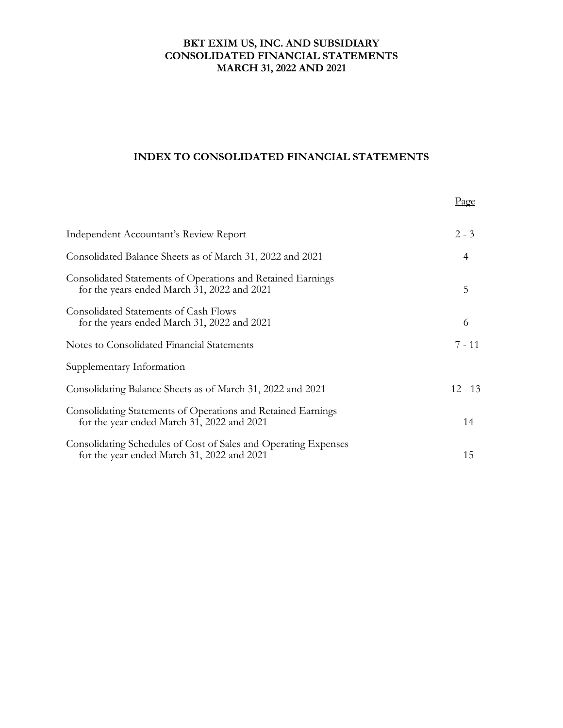**BKT EXIM US, INC. AND SUBSIDIARY**
**CONSOLIDATED FINANCIAL STATEMENTS**
**MARCH 31, 2022 AND 2021**

## INDEX TO CONSOLIDATED FINANCIAL STATEMENTS

| | Page |
|---|---|
| Independent Accountant's Review Report | 2 - 3 |
| Consolidated Balance Sheets as of March 31, 2022 and 2021 | 4 |
| Consolidated Statements of Operations and Retained Earnings for the years ended March 31, 2022 and 2021 | 5 |
| Consolidated Statements of Cash Flows for the years ended March 31, 2022 and 2021 | 6 |
| Notes to Consolidated Financial Statements | 7 - 11 |
| Supplementary Information | |
| Consolidating Balance Sheets as of March 31, 2022 and 2021 | 12 - 13 |
| Consolidating Statements of Operations and Retained Earnings for the year ended March 31, 2022 and 2021 | 14 |
| Consolidating Schedules of Cost of Sales and Operating Expenses for the year ended March 31, 2022 and 2021 | 15 |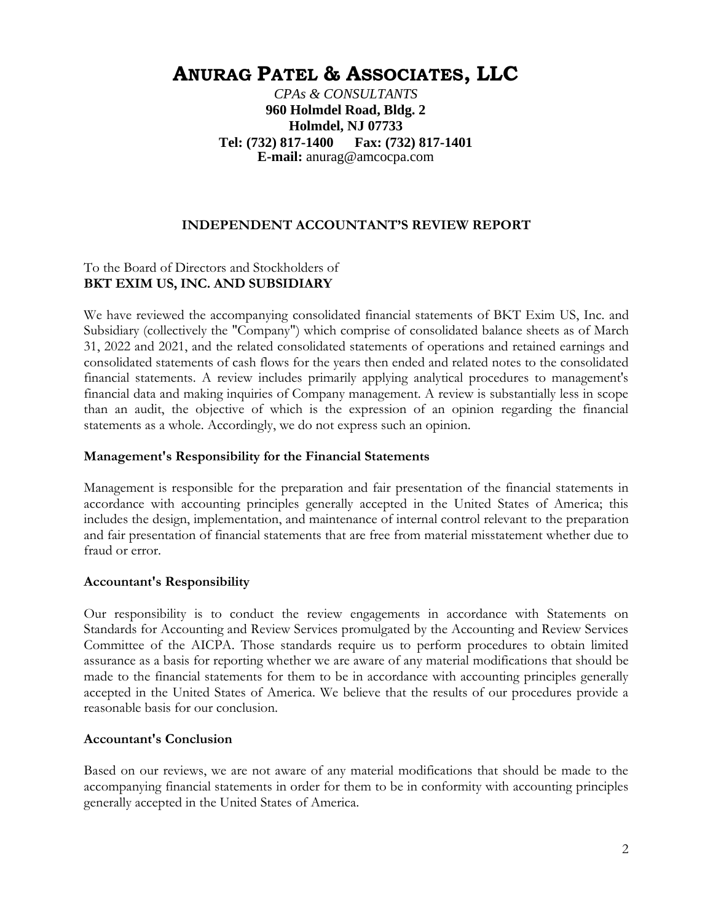# ANURAG PATEL & ASSOCIATES, LLC

*CPAs & CONSULTANTS*
**960 Holmdel Road, Bldg. 2**
**Holmdel, NJ 07733**
**Tel: (732) 817-1400 Fax: (732) 817-1401**
**E-mail:** anurag@amcocpa.com

## INDEPENDENT ACCOUNTANT'S REVIEW REPORT

To the Board of Directors and Stockholders of
**BKT EXIM US, INC. AND SUBSIDIARY**

We have reviewed the accompanying consolidated financial statements of BKT Exim US, Inc. and Subsidiary (collectively the "Company") which comprise of consolidated balance sheets as of March 31, 2022 and 2021, and the related consolidated statements of operations and retained earnings and consolidated statements of cash flows for the years then ended and related notes to the consolidated financial statements. A review includes primarily applying analytical procedures to management's financial data and making inquiries of Company management. A review is substantially less in scope than an audit, the objective of which is the expression of an opinion regarding the financial statements as a whole. Accordingly, we do not express such an opinion.

### Management's Responsibility for the Financial Statements

Management is responsible for the preparation and fair presentation of the financial statements in accordance with accounting principles generally accepted in the United States of America; this includes the design, implementation, and maintenance of internal control relevant to the preparation and fair presentation of financial statements that are free from material misstatement whether due to fraud or error.

### Accountant's Responsibility

Our responsibility is to conduct the review engagements in accordance with Statements on Standards for Accounting and Review Services promulgated by the Accounting and Review Services Committee of the AICPA. Those standards require us to perform procedures to obtain limited assurance as a basis for reporting whether we are aware of any material modifications that should be made to the financial statements for them to be in accordance with accounting principles generally accepted in the United States of America. We believe that the results of our procedures provide a reasonable basis for our conclusion.

### Accountant's Conclusion

Based on our reviews, we are not aware of any material modifications that should be made to the accompanying financial statements in order for them to be in conformity with accounting principles generally accepted in the United States of America.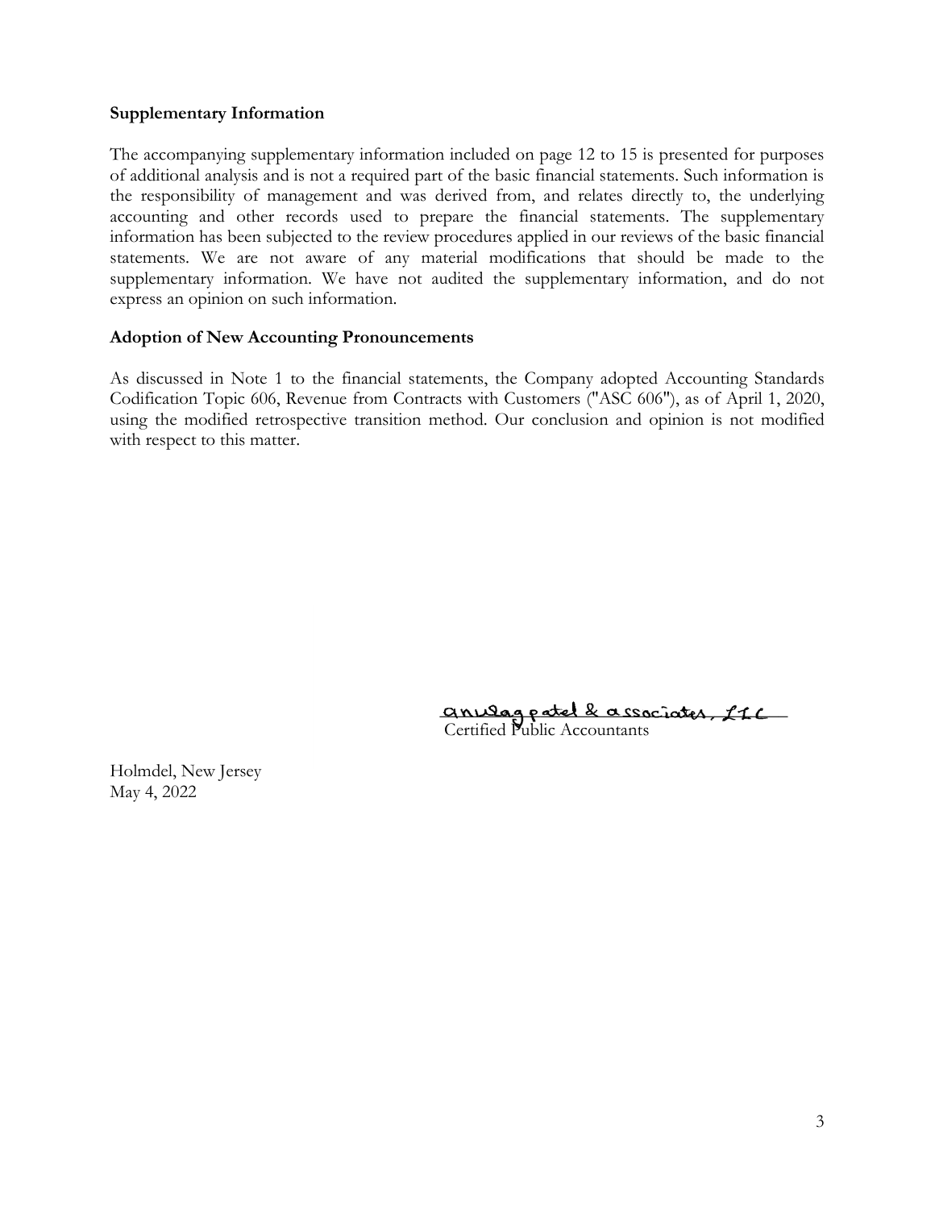**Supplementary Information**

The accompanying supplementary information included on page 12 to 15 is presented for purposes of additional analysis and is not a required part of the basic financial statements. Such information is the responsibility of management and was derived from, and relates directly to, the underlying accounting and other records used to prepare the financial statements. The supplementary information has been subjected to the review procedures applied in our reviews of the basic financial statements. We are not aware of any material modifications that should be made to the supplementary information. We have not audited the supplementary information, and do not express an opinion on such information.

**Adoption of New Accounting Pronouncements**

As discussed in Note 1 to the financial statements, the Company adopted Accounting Standards Codification Topic 606, Revenue from Contracts with Customers ("ASC 606"), as of April 1, 2020, using the modified retrospective transition method. Our conclusion and opinion is not modified with respect to this matter.

anurag patel & associates, LLC
Certified Public Accountants

Holmdel, New Jersey
May 4, 2022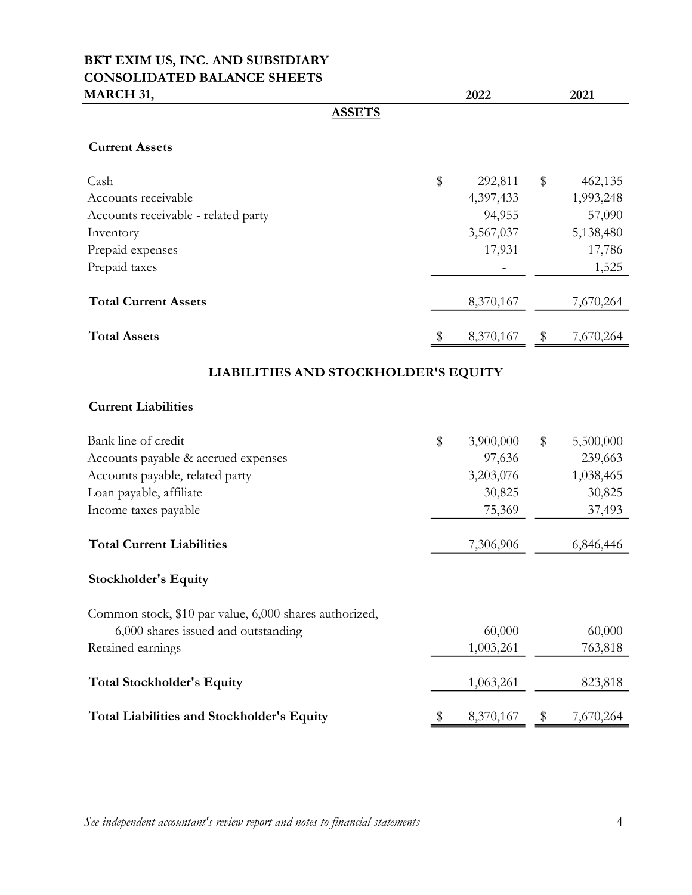**BKT EXIM US, INC. AND SUBSIDIARY**
**CONSOLIDATED BALANCE SHEETS**
**MARCH 31,**

| | 2022 | 2021 |
|---|---|---|
| **ASSETS** | | |
| **Current Assets** | | |
| Cash | $ 292,811 | $ 462,135 |
| Accounts receivable | 4,397,433 | 1,993,248 |
| Accounts receivable - related party | 94,955 | 57,090 |
| Inventory | 3,567,037 | 5,138,480 |
| Prepaid expenses | 17,931 | 17,786 |
| Prepaid taxes | - | 1,525 |
| **Total Current Assets** | 8,370,167 | 7,670,264 |
| **Total Assets** | $ 8,370,167 | $ 7,670,264 |
| **LIABILITIES AND STOCKHOLDER'S EQUITY** | | |
| **Current Liabilities** | | |
| Bank line of credit | $ 3,900,000 | $ 5,500,000 |
| Accounts payable & accrued expenses | 97,636 | 239,663 |
| Accounts payable, related party | 3,203,076 | 1,038,465 |
| Loan payable, affiliate | 30,825 | 30,825 |
| Income taxes payable | 75,369 | 37,493 |
| **Total Current Liabilities** | 7,306,906 | 6,846,446 |
| **Stockholder's Equity** | | |
| Common stock, $10 par value, 6,000 shares authorized, 6,000 shares issued and outstanding | 60,000 | 60,000 |
| Retained earnings | 1,003,261 | 763,818 |
| **Total Stockholder's Equity** | 1,063,261 | 823,818 |
| **Total Liabilities and Stockholder's Equity** | $ 8,370,167 | $ 7,670,264 |

*See independent accountant's review report and notes to financial statements*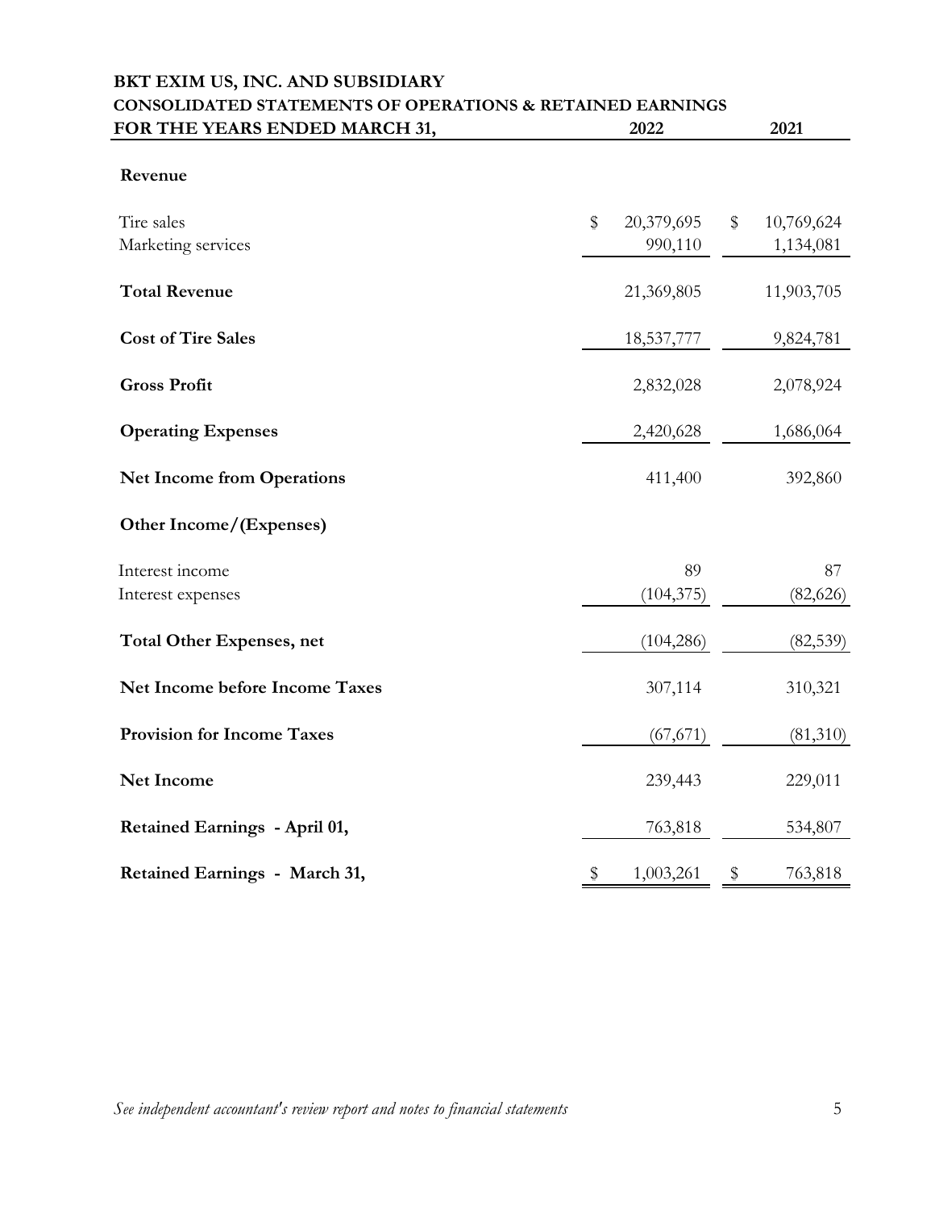# BKT EXIM US, INC. AND SUBSIDIARY

## CONSOLIDATED STATEMENTS OF OPERATIONS & RETAINED EARNINGS

| FOR THE YEARS ENDED MARCH 31, | 2022 | 2021 |
|---|---|---|
| **Revenue** | | |
| Tire sales | $ 20,379,695 | $ 10,769,624 |
| Marketing services | 990,110 | 1,134,081 |
| **Total Revenue** | 21,369,805 | 11,903,705 |
| **Cost of Tire Sales** | 18,537,777 | 9,824,781 |
| **Gross Profit** | 2,832,028 | 2,078,924 |
| **Operating Expenses** | 2,420,628 | 1,686,064 |
| **Net Income from Operations** | 411,400 | 392,860 |
| **Other Income/(Expenses)** | | |
| Interest income | 89 | 87 |
| Interest expenses | (104,375) | (82,626) |
| **Total Other Expenses, net** | (104,286) | (82,539) |
| **Net Income before Income Taxes** | 307,114 | 310,321 |
| **Provision for Income Taxes** | (67,671) | (81,310) |
| **Net Income** | 239,443 | 229,011 |
| **Retained Earnings - April 01,** | 763,818 | 534,807 |
| **Retained Earnings - March 31,** | $ 1,003,261 | $ 763,818 |

*See independent accountant's review report and notes to financial statements*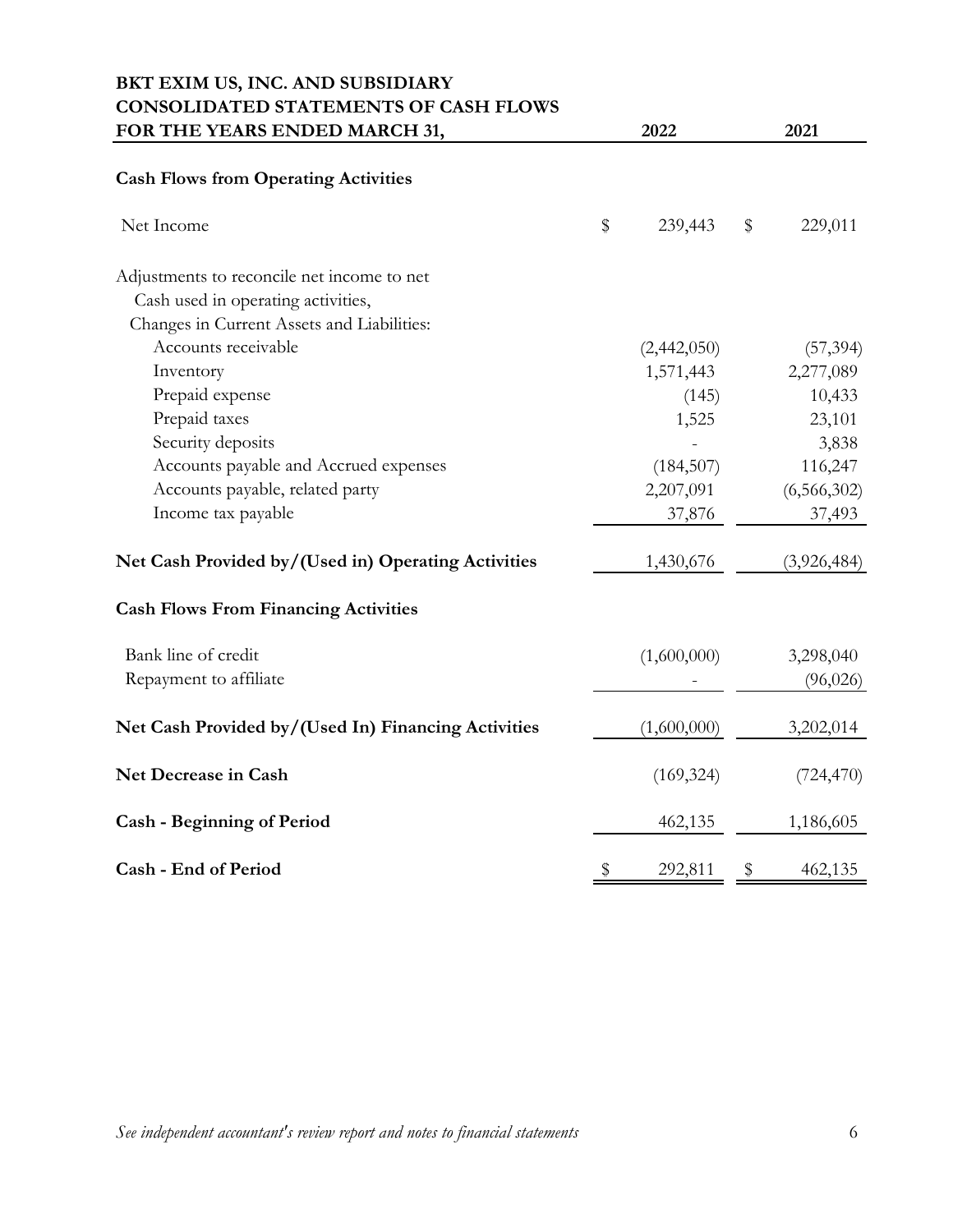# BKT EXIM US, INC. AND SUBSIDIARY
## CONSOLIDATED STATEMENTS OF CASH FLOWS

| FOR THE YEARS ENDED MARCH 31, | 2022 | 2021 |
|---|---|---|
| **Cash Flows from Operating Activities** | | |
| Net Income | $ 239,443 | $ 229,011 |
| Adjustments to reconcile net income to net Cash used in operating activities, Changes in Current Assets and Liabilities: | | |
| Accounts receivable | (2,442,050) | (57,394) |
| Inventory | 1,571,443 | 2,277,089 |
| Prepaid expense | (145) | 10,433 |
| Prepaid taxes | 1,525 | 23,101 |
| Security deposits | - | 3,838 |
| Accounts payable and Accrued expenses | (184,507) | 116,247 |
| Accounts payable, related party | 2,207,091 | (6,566,302) |
| Income tax payable | 37,876 | 37,493 |
| **Net Cash Provided by/(Used in) Operating Activities** | 1,430,676 | (3,926,484) |
| **Cash Flows From Financing Activities** | | |
| Bank line of credit | (1,600,000) | 3,298,040 |
| Repayment to affiliate | - | (96,026) |
| **Net Cash Provided by/(Used In) Financing Activities** | (1,600,000) | 3,202,014 |
| **Net Decrease in Cash** | (169,324) | (724,470) |
| **Cash - Beginning of Period** | 462,135 | 1,186,605 |
| **Cash - End of Period** | $ 292,811 | $ 462,135 |

*See independent accountant's review report and notes to financial statements*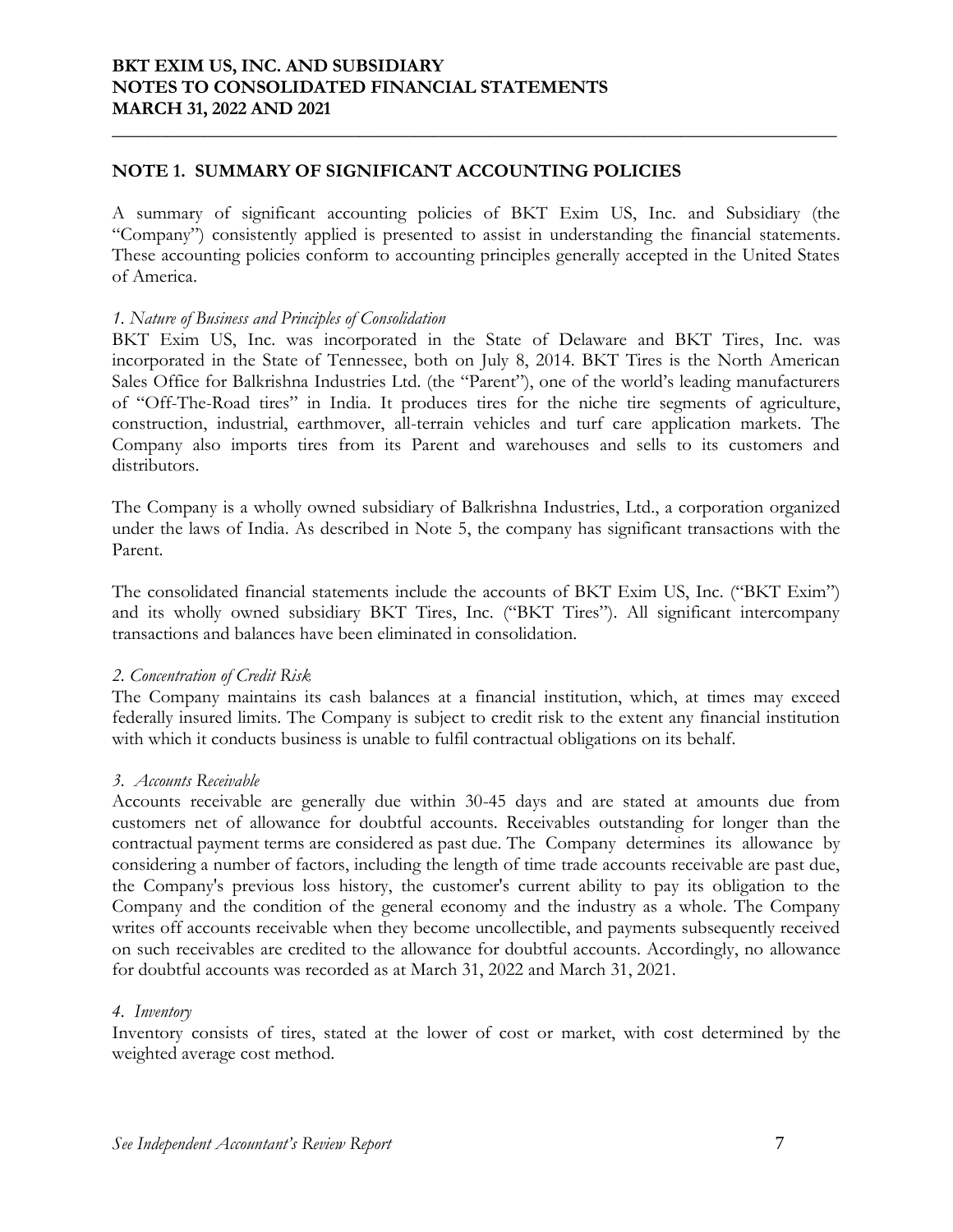# BKT EXIM US, INC. AND SUBSIDIARY
# NOTES TO CONSOLIDATED FINANCIAL STATEMENTS
# MARCH 31, 2022 AND 2021

## NOTE 1. SUMMARY OF SIGNIFICANT ACCOUNTING POLICIES

A summary of significant accounting policies of BKT Exim US, Inc. and Subsidiary (the "Company") consistently applied is presented to assist in understanding the financial statements. These accounting policies conform to accounting principles generally accepted in the United States of America.

*1. Nature of Business and Principles of Consolidation*

BKT Exim US, Inc. was incorporated in the State of Delaware and BKT Tires, Inc. was incorporated in the State of Tennessee, both on July 8, 2014. BKT Tires is the North American Sales Office for Balkrishna Industries Ltd. (the "Parent"), one of the world's leading manufacturers of "Off-The-Road tires" in India. It produces tires for the niche tire segments of agriculture, construction, industrial, earthmover, all-terrain vehicles and turf care application markets. The Company also imports tires from its Parent and warehouses and sells to its customers and distributors.

The Company is a wholly owned subsidiary of Balkrishna Industries, Ltd., a corporation organized under the laws of India. As described in Note 5, the company has significant transactions with the Parent.

The consolidated financial statements include the accounts of BKT Exim US, Inc. ("BKT Exim") and its wholly owned subsidiary BKT Tires, Inc. ("BKT Tires"). All significant intercompany transactions and balances have been eliminated in consolidation.

*2. Concentration of Credit Risk*

The Company maintains its cash balances at a financial institution, which, at times may exceed federally insured limits. The Company is subject to credit risk to the extent any financial institution with which it conducts business is unable to fulfil contractual obligations on its behalf.

*3. Accounts Receivable*

Accounts receivable are generally due within 30-45 days and are stated at amounts due from customers net of allowance for doubtful accounts. Receivables outstanding for longer than the contractual payment terms are considered as past due. The Company determines its allowance by considering a number of factors, including the length of time trade accounts receivable are past due, the Company's previous loss history, the customer's current ability to pay its obligation to the Company and the condition of the general economy and the industry as a whole. The Company writes off accounts receivable when they become uncollectible, and payments subsequently received on such receivables are credited to the allowance for doubtful accounts. Accordingly, no allowance for doubtful accounts was recorded as at March 31, 2022 and March 31, 2021.

*4. Inventory*

Inventory consists of tires, stated at the lower of cost or market, with cost determined by the weighted average cost method.

*See Independent Accountant's Review Report*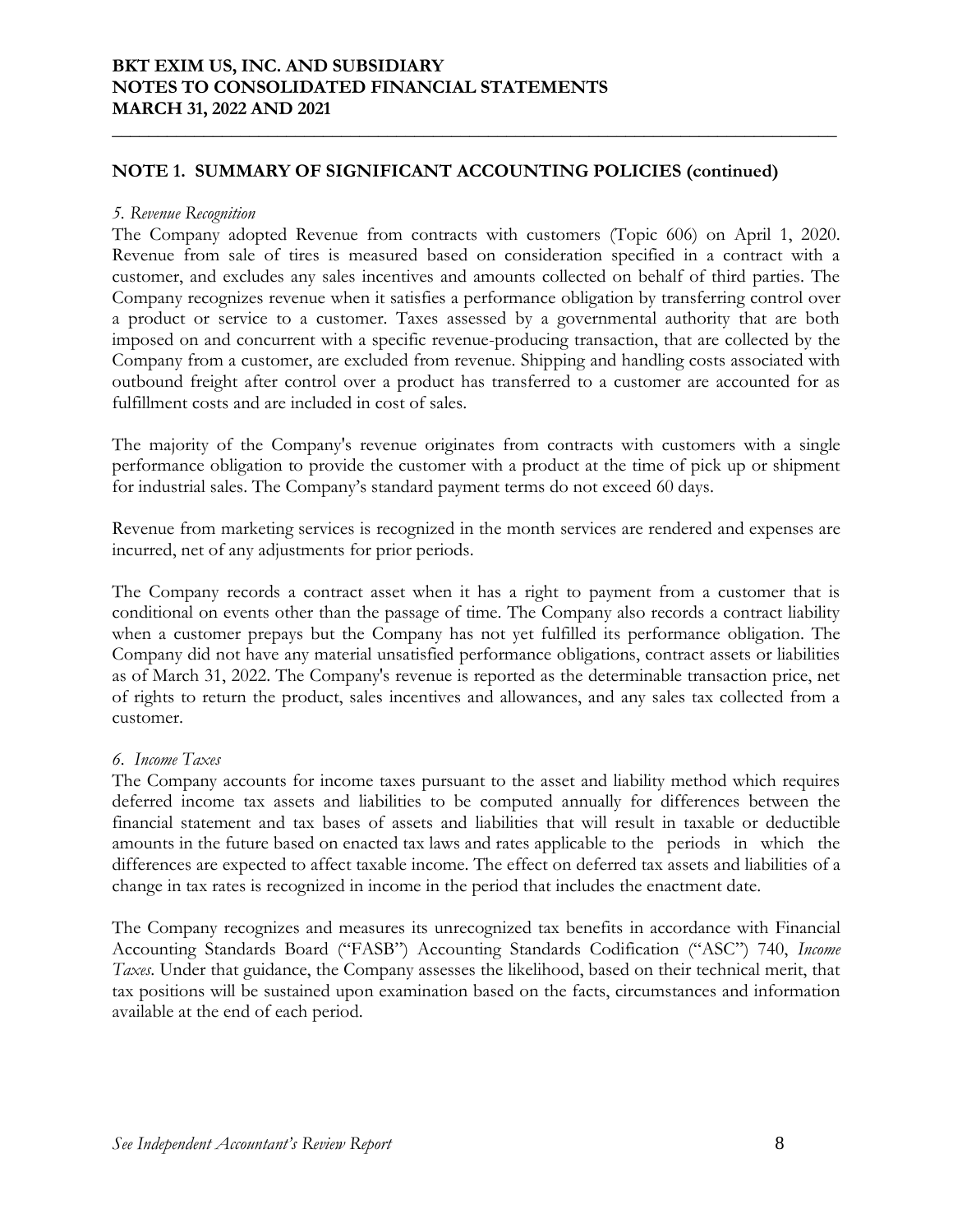## NOTE 1. SUMMARY OF SIGNIFICANT ACCOUNTING POLICIES (continued)

*5. Revenue Recognition*

The Company adopted Revenue from contracts with customers (Topic 606) on April 1, 2020. Revenue from sale of tires is measured based on consideration specified in a contract with a customer, and excludes any sales incentives and amounts collected on behalf of third parties. The Company recognizes revenue when it satisfies a performance obligation by transferring control over a product or service to a customer. Taxes assessed by a governmental authority that are both imposed on and concurrent with a specific revenue-producing transaction, that are collected by the Company from a customer, are excluded from revenue. Shipping and handling costs associated with outbound freight after control over a product has transferred to a customer are accounted for as fulfillment costs and are included in cost of sales.

The majority of the Company's revenue originates from contracts with customers with a single performance obligation to provide the customer with a product at the time of pick up or shipment for industrial sales. The Company's standard payment terms do not exceed 60 days.

Revenue from marketing services is recognized in the month services are rendered and expenses are incurred, net of any adjustments for prior periods.

The Company records a contract asset when it has a right to payment from a customer that is conditional on events other than the passage of time. The Company also records a contract liability when a customer prepays but the Company has not yet fulfilled its performance obligation. The Company did not have any material unsatisfied performance obligations, contract assets or liabilities as of March 31, 2022. The Company's revenue is reported as the determinable transaction price, net of rights to return the product, sales incentives and allowances, and any sales tax collected from a customer.

*6. Income Taxes*

The Company accounts for income taxes pursuant to the asset and liability method which requires deferred income tax assets and liabilities to be computed annually for differences between the financial statement and tax bases of assets and liabilities that will result in taxable or deductible amounts in the future based on enacted tax laws and rates applicable to the periods in which the differences are expected to affect taxable income. The effect on deferred tax assets and liabilities of a change in tax rates is recognized in income in the period that includes the enactment date.

The Company recognizes and measures its unrecognized tax benefits in accordance with Financial Accounting Standards Board ("FASB") Accounting Standards Codification ("ASC") 740, *Income Taxes*. Under that guidance, the Company assesses the likelihood, based on their technical merit, that tax positions will be sustained upon examination based on the facts, circumstances and information available at the end of each period.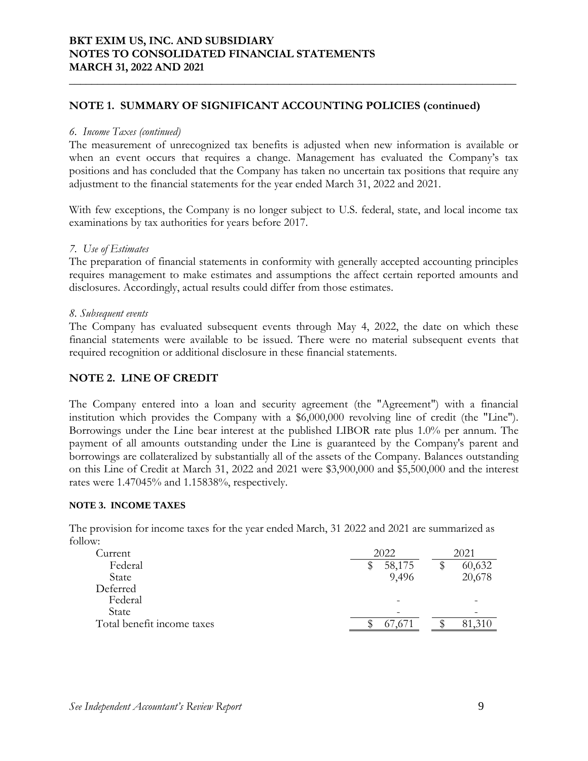## NOTE 1. SUMMARY OF SIGNIFICANT ACCOUNTING POLICIES (continued)

*6. Income Taxes (continued)*

The measurement of unrecognized tax benefits is adjusted when new information is available or when an event occurs that requires a change. Management has evaluated the Company's tax positions and has concluded that the Company has taken no uncertain tax positions that require any adjustment to the financial statements for the year ended March 31, 2022 and 2021.

With few exceptions, the Company is no longer subject to U.S. federal, state, and local income tax examinations by tax authorities for years before 2017.

*7. Use of Estimates*

The preparation of financial statements in conformity with generally accepted accounting principles requires management to make estimates and assumptions the affect certain reported amounts and disclosures. Accordingly, actual results could differ from those estimates.

*8. Subsequent events*

The Company has evaluated subsequent events through May 4, 2022, the date on which these financial statements were available to be issued. There were no material subsequent events that required recognition or additional disclosure in these financial statements.

## NOTE 2. LINE OF CREDIT

The Company entered into a loan and security agreement (the "Agreement") with a financial institution which provides the Company with a $6,000,000 revolving line of credit (the "Line"). Borrowings under the Line bear interest at the published LIBOR rate plus 1.0% per annum. The payment of all amounts outstanding under the Line is guaranteed by the Company's parent and borrowings are collateralized by substantially all of the assets of the Company. Balances outstanding on this Line of Credit at March 31, 2022 and 2021 were $3,900,000 and $5,500,000 and the interest rates were 1.47045% and 1.15838%, respectively.

## NOTE 3. INCOME TAXES

The provision for income taxes for the year ended March, 31 2022 and 2021 are summarized as follow:

| | 2022 | 2021 |
|---|---|---|
| Current | | |
| Federal | $ 58,175 | $ 60,632 |
| State | 9,496 | 20,678 |
| Deferred | | |
| Federal | - | - |
| State | - | - |
| Total benefit income taxes | $ 67,671 | $ 81,310 |

*See Independent Accountant's Review Report*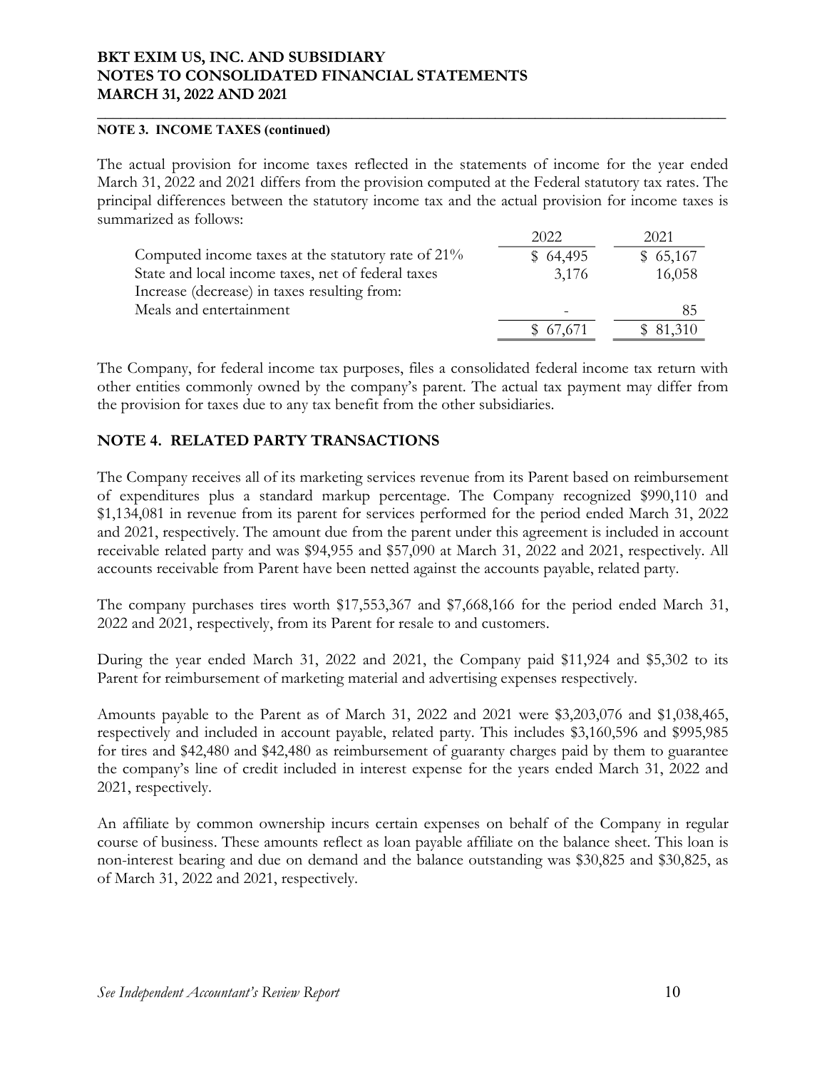**NOTE 3. INCOME TAXES (continued)**

The actual provision for income taxes reflected in the statements of income for the year ended March 31, 2022 and 2021 differs from the provision computed at the Federal statutory tax rates. The principal differences between the statutory income tax and the actual provision for income taxes is summarized as follows:

| | 2022 | 2021 |
|---|---|---|
| Computed income taxes at the statutory rate of 21% | $ 64,495 | $ 65,167 |
| State and local income taxes, net of federal taxes | 3,176 | 16,058 |
| Increase (decrease) in taxes resulting from: | | |
| Meals and entertainment | - | 85 |
| | $ 67,671 | $ 81,310 |

The Company, for federal income tax purposes, files a consolidated federal income tax return with other entities commonly owned by the company's parent. The actual tax payment may differ from the provision for taxes due to any tax benefit from the other subsidiaries.

## NOTE 4. RELATED PARTY TRANSACTIONS

The Company receives all of its marketing services revenue from its Parent based on reimbursement of expenditures plus a standard markup percentage. The Company recognized $990,110 and $1,134,081 in revenue from its parent for services performed for the period ended March 31, 2022 and 2021, respectively. The amount due from the parent under this agreement is included in account receivable related party and was $94,955 and $57,090 at March 31, 2022 and 2021, respectively. All accounts receivable from Parent have been netted against the accounts payable, related party.

The company purchases tires worth $17,553,367 and $7,668,166 for the period ended March 31, 2022 and 2021, respectively, from its Parent for resale to and customers.

During the year ended March 31, 2022 and 2021, the Company paid $11,924 and $5,302 to its Parent for reimbursement of marketing material and advertising expenses respectively.

Amounts payable to the Parent as of March 31, 2022 and 2021 were $3,203,076 and $1,038,465, respectively and included in account payable, related party. This includes $3,160,596 and $995,985 for tires and $42,480 and $42,480 as reimbursement of guaranty charges paid by them to guarantee the company's line of credit included in interest expense for the years ended March 31, 2022 and 2021, respectively.

An affiliate by common ownership incurs certain expenses on behalf of the Company in regular course of business. These amounts reflect as loan payable affiliate on the balance sheet. This loan is non-interest bearing and due on demand and the balance outstanding was $30,825 and $30,825, as of March 31, 2022 and 2021, respectively.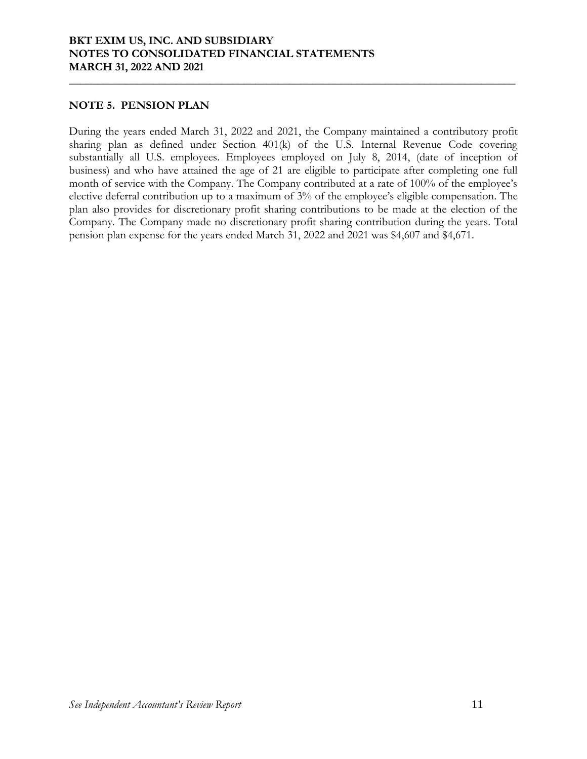## NOTE 5. PENSION PLAN

During the years ended March 31, 2022 and 2021, the Company maintained a contributory profit sharing plan as defined under Section 401(k) of the U.S. Internal Revenue Code covering substantially all U.S. employees. Employees employed on July 8, 2014, (date of inception of business) and who have attained the age of 21 are eligible to participate after completing one full month of service with the Company. The Company contributed at a rate of 100% of the employee's elective deferral contribution up to a maximum of 3% of the employee's eligible compensation. The plan also provides for discretionary profit sharing contributions to be made at the election of the Company. The Company made no discretionary profit sharing contribution during the years. Total pension plan expense for the years ended March 31, 2022 and 2021 was $4,607 and $4,671.